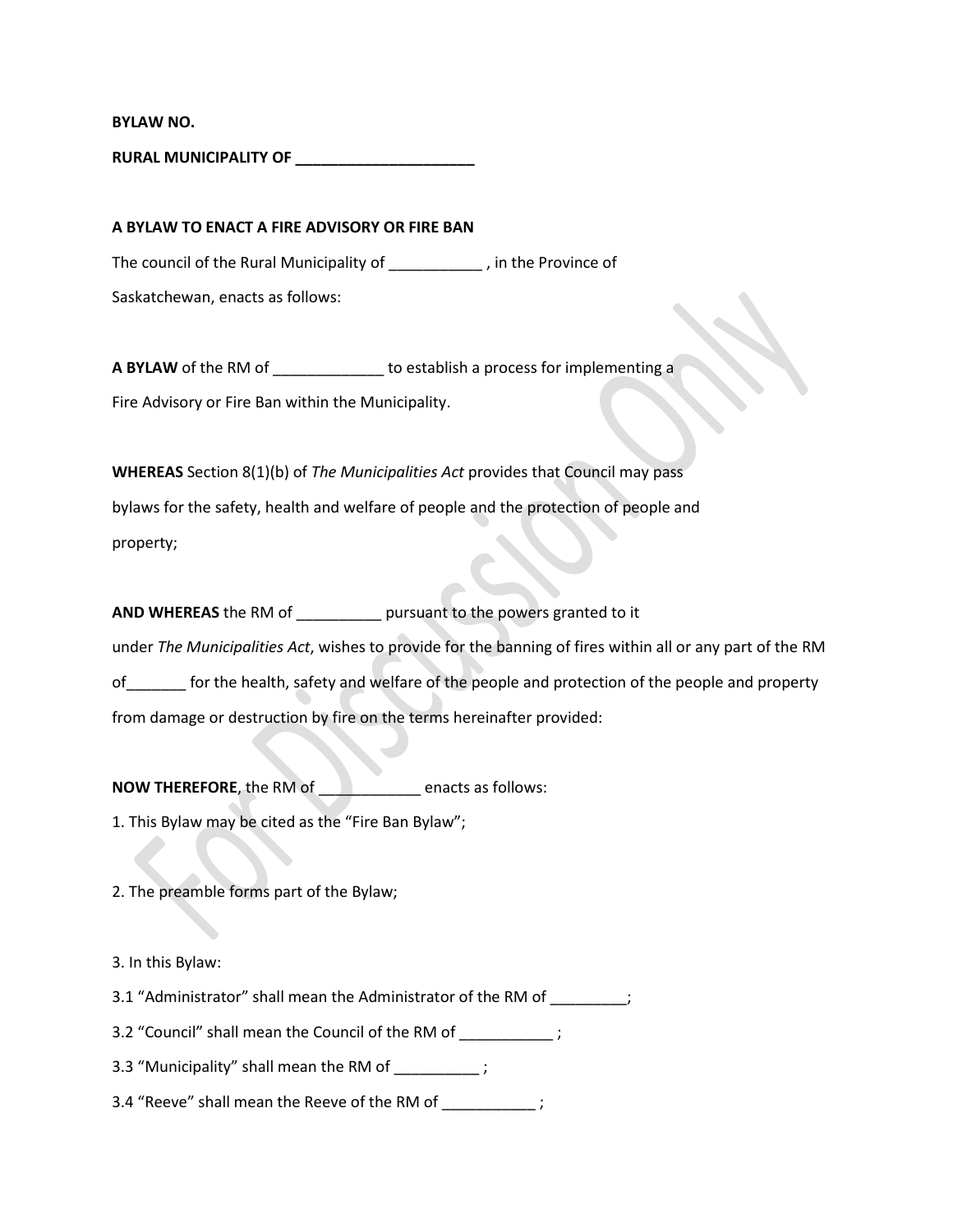**BYLAW NO.**

**RURAL MUNICIPALITY OF ______________________**

**A BYLAW TO ENACT A FIRE ADVISORY OR FIRE BAN**

The council of the Rural Municipality of ___________ , in the Province of Saskatchewan, enacts as follows:

**A BYLAW** of the RM of _____________ to establish a process for implementing a Fire Advisory or Fire Ban within the Municipality.

**WHEREAS** Section 8(1)(b) of *The Municipalities Act* provides that Council may pass bylaws for the safety, health and welfare of people and the protection of people and property;

**AND WHEREAS** the RM of __________ pursuant to the powers granted to it under *The Municipalities Act*, wishes to provide for the banning of fires within all or any part of the RM of_______ for the health, safety and welfare of the people and protection of the people and property from damage or destruction by fire on the terms hereinafter provided:

**NOW THEREFORE**, the RM of ____________ enacts as follows:

1. This Bylaw may be cited as the "Fire Ban Bylaw";

2. The preamble forms part of the Bylaw;

3. In this Bylaw:

3.1 "Administrator" shall mean the Administrator of the RM of _________;

3.2 "Council" shall mean the Council of the RM of ___________ ;

3.3 "Municipality" shall mean the RM of __________ ;

3.4 "Reeve" shall mean the Reeve of the RM of ___________ ;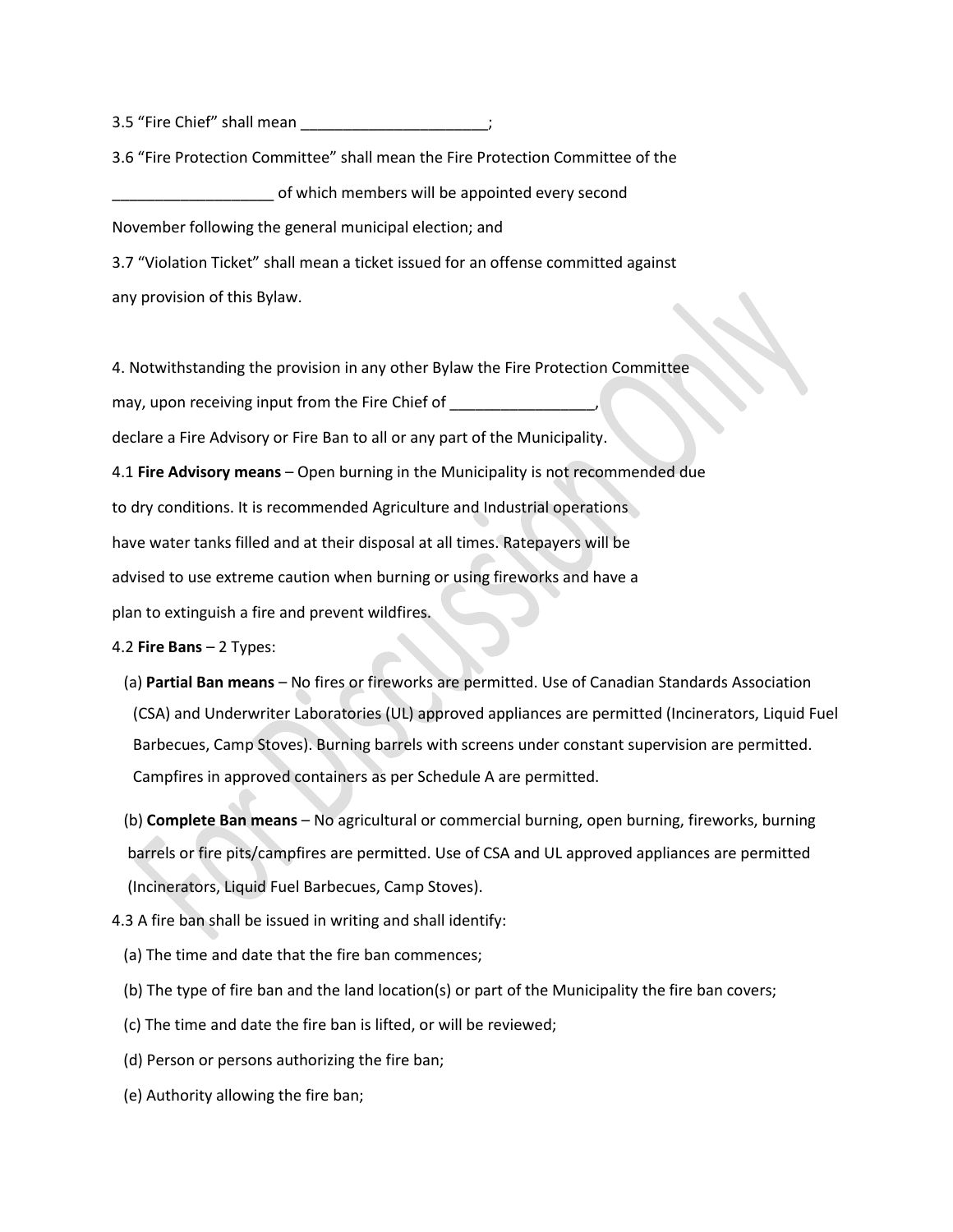3.5 "Fire Chief" shall mean ______________________;

3.6 "Fire Protection Committee" shall mean the Fire Protection Committee of the ___________________ of which members will be appointed every second November following the general municipal election; and

3.7 "Violation Ticket" shall mean a ticket issued for an offense committed against any provision of this Bylaw.

4. Notwithstanding the provision in any other Bylaw the Fire Protection Committee may, upon receiving input from the Fire Chief of _________________, declare a Fire Advisory or Fire Ban to all or any part of the Municipality.

4.1 **Fire Advisory means** – Open burning in the Municipality is not recommended due to dry conditions. It is recommended Agriculture and Industrial operations have water tanks filled and at their disposal at all times. Ratepayers will be advised to use extreme caution when burning or using fireworks and have a plan to extinguish a fire and prevent wildfires.

4.2 **Fire Bans** – 2 Types:

(a) **Partial Ban means** – No fires or fireworks are permitted. Use of Canadian Standards Association (CSA) and Underwriter Laboratories (UL) approved appliances are permitted (Incinerators, Liquid Fuel Barbecues, Camp Stoves). Burning barrels with screens under constant supervision are permitted. Campfires in approved containers as per Schedule A are permitted.

(b) **Complete Ban means** – No agricultural or commercial burning, open burning, fireworks, burning barrels or fire pits/campfires are permitted. Use of CSA and UL approved appliances are permitted (Incinerators, Liquid Fuel Barbecues, Camp Stoves).

4.3 A fire ban shall be issued in writing and shall identify:

(a) The time and date that the fire ban commences;

(b) The type of fire ban and the land location(s) or part of the Municipality the fire ban covers;

(c) The time and date the fire ban is lifted, or will be reviewed;

(d) Person or persons authorizing the fire ban;

(e) Authority allowing the fire ban;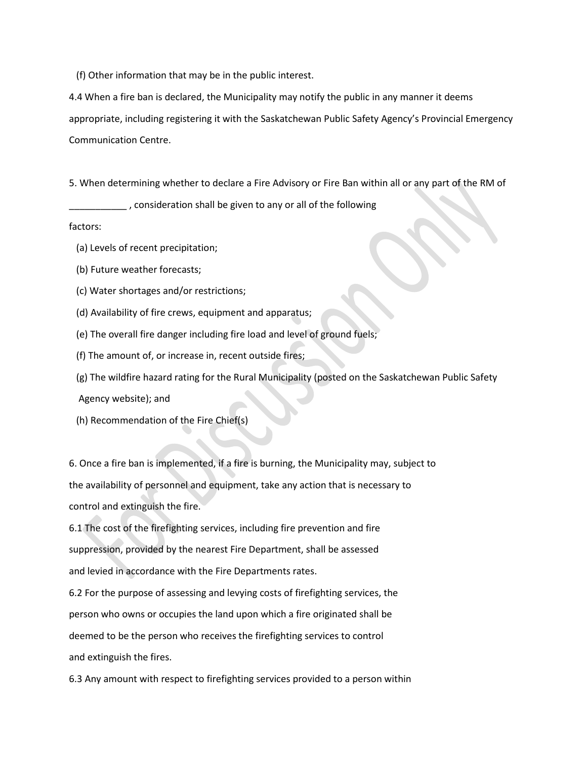(f) Other information that may be in the public interest.

4.4 When a fire ban is declared, the Municipality may notify the public in any manner it deems appropriate, including registering it with the Saskatchewan Public Safety Agency's Provincial Emergency Communication Centre.

5. When determining whether to declare a Fire Advisory or Fire Ban within all or any part of the RM of ___________ , consideration shall be given to any or all of the following factors:

(a) Levels of recent precipitation;

(b) Future weather forecasts;

(c) Water shortages and/or restrictions;

(d) Availability of fire crews, equipment and apparatus;

(e) The overall fire danger including fire load and level of ground fuels;

(f) The amount of, or increase in, recent outside fires;

(g) The wildfire hazard rating for the Rural Municipality (posted on the Saskatchewan Public Safety Agency website); and

(h) Recommendation of the Fire Chief(s)

6. Once a fire ban is implemented, if a fire is burning, the Municipality may, subject to the availability of personnel and equipment, take any action that is necessary to control and extinguish the fire.

6.1 The cost of the firefighting services, including fire prevention and fire suppression, provided by the nearest Fire Department, shall be assessed and levied in accordance with the Fire Departments rates.

6.2 For the purpose of assessing and levying costs of firefighting services, the person who owns or occupies the land upon which a fire originated shall be deemed to be the person who receives the firefighting services to control and extinguish the fires.

6.3 Any amount with respect to firefighting services provided to a person within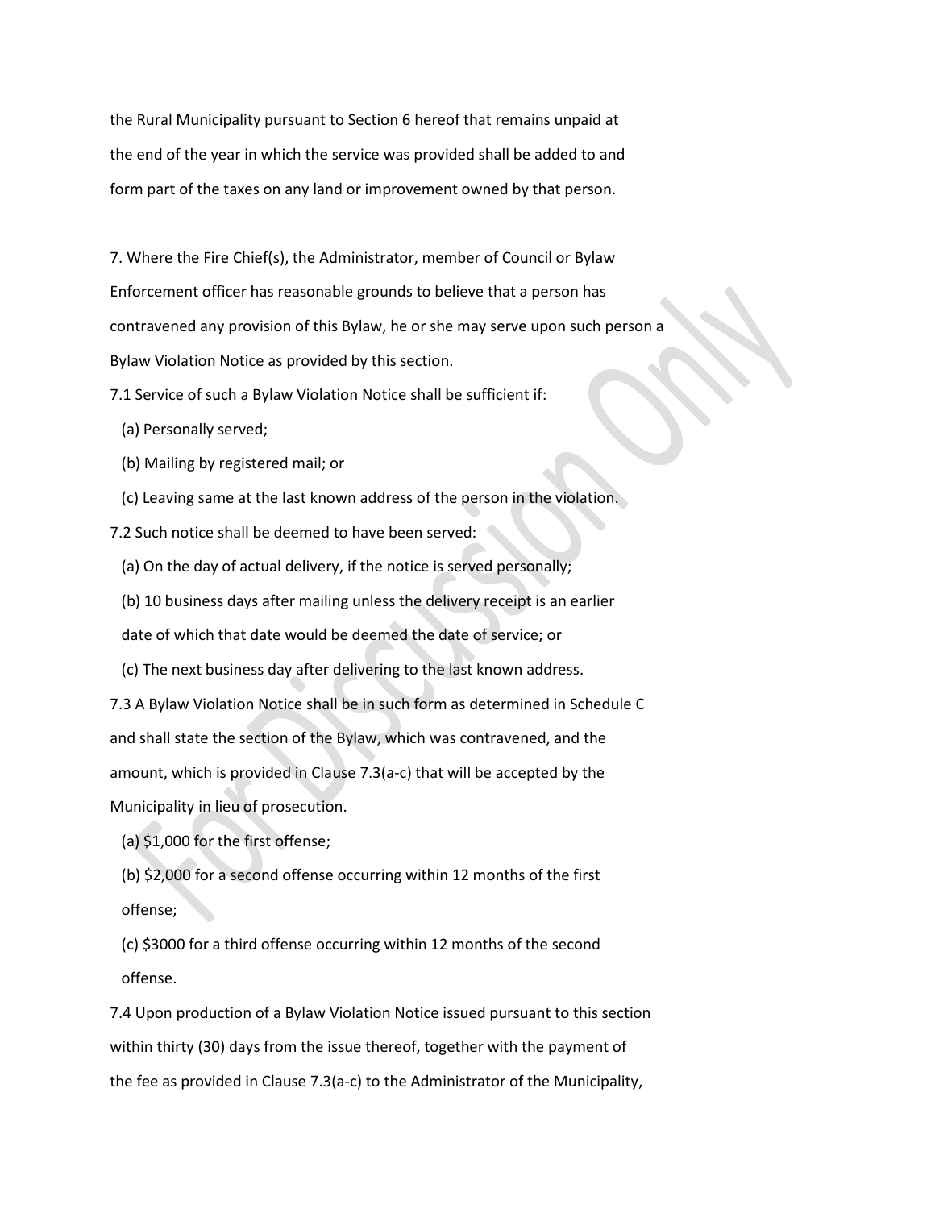the Rural Municipality pursuant to Section 6 hereof that remains unpaid at the end of the year in which the service was provided shall be added to and form part of the taxes on any land or improvement owned by that person.

7. Where the Fire Chief(s), the Administrator, member of Council or Bylaw Enforcement officer has reasonable grounds to believe that a person has contravened any provision of this Bylaw, he or she may serve upon such person a Bylaw Violation Notice as provided by this section.

7.1 Service of such a Bylaw Violation Notice shall be sufficient if:

(a) Personally served;

(b) Mailing by registered mail; or

(c) Leaving same at the last known address of the person in the violation.

7.2 Such notice shall be deemed to have been served:

(a) On the day of actual delivery, if the notice is served personally;

(b) 10 business days after mailing unless the delivery receipt is an earlier date of which that date would be deemed the date of service; or

(c) The next business day after delivering to the last known address.

7.3 A Bylaw Violation Notice shall be in such form as determined in Schedule C and shall state the section of the Bylaw, which was contravened, and the amount, which is provided in Clause 7.3(a-c) that will be accepted by the Municipality in lieu of prosecution.

(a) $1,000 for the first offense;

(b) $2,000 for a second offense occurring within 12 months of the first offense;

(c) $3000 for a third offense occurring within 12 months of the second offense.

7.4 Upon production of a Bylaw Violation Notice issued pursuant to this section within thirty (30) days from the issue thereof, together with the payment of the fee as provided in Clause 7.3(a-c) to the Administrator of the Municipality,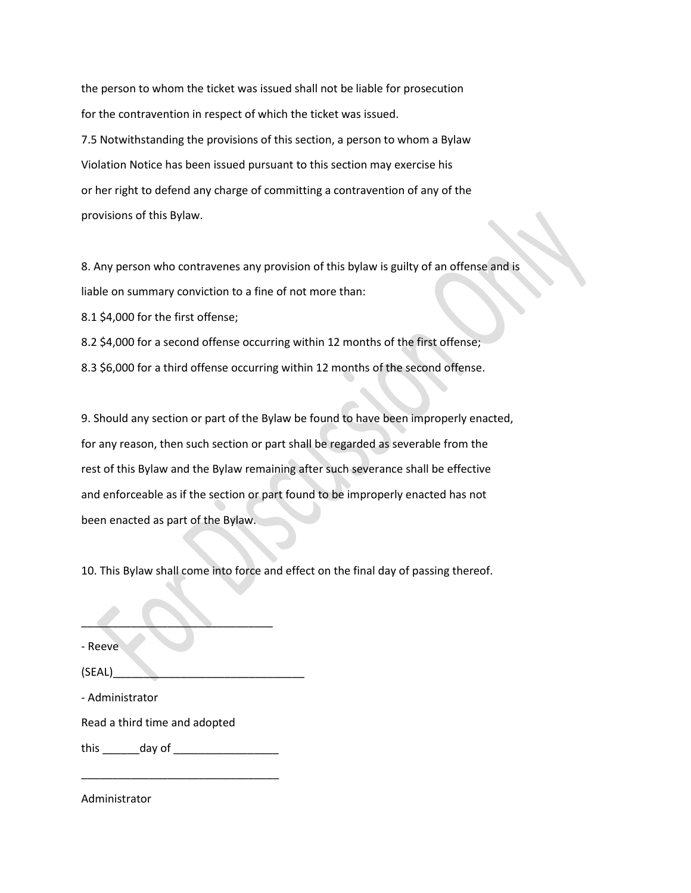the person to whom the ticket was issued shall not be liable for prosecution for the contravention in respect of which the ticket was issued.

7.5 Notwithstanding the provisions of this section, a person to whom a Bylaw Violation Notice has been issued pursuant to this section may exercise his or her right to defend any charge of committing a contravention of any of the provisions of this Bylaw.

8. Any person who contravenes any provision of this bylaw is guilty of an offense and is liable on summary conviction to a fine of not more than:

8.1 $4,000 for the first offense;

8.2 $4,000 for a second offense occurring within 12 months of the first offense;

8.3 $6,000 for a third offense occurring within 12 months of the second offense.

9. Should any section or part of the Bylaw be found to have been improperly enacted, for any reason, then such section or part shall be regarded as severable from the rest of this Bylaw and the Bylaw remaining after such severance shall be effective and enforceable as if the section or part found to be improperly enacted has not been enacted as part of the Bylaw.

10. This Bylaw shall come into force and effect on the final day of passing thereof.

_______________________________

- Reeve

(SEAL)_______________________________

- Administrator

Read a third time and adopted

this ______day of _________________

_________________________________

Administrator